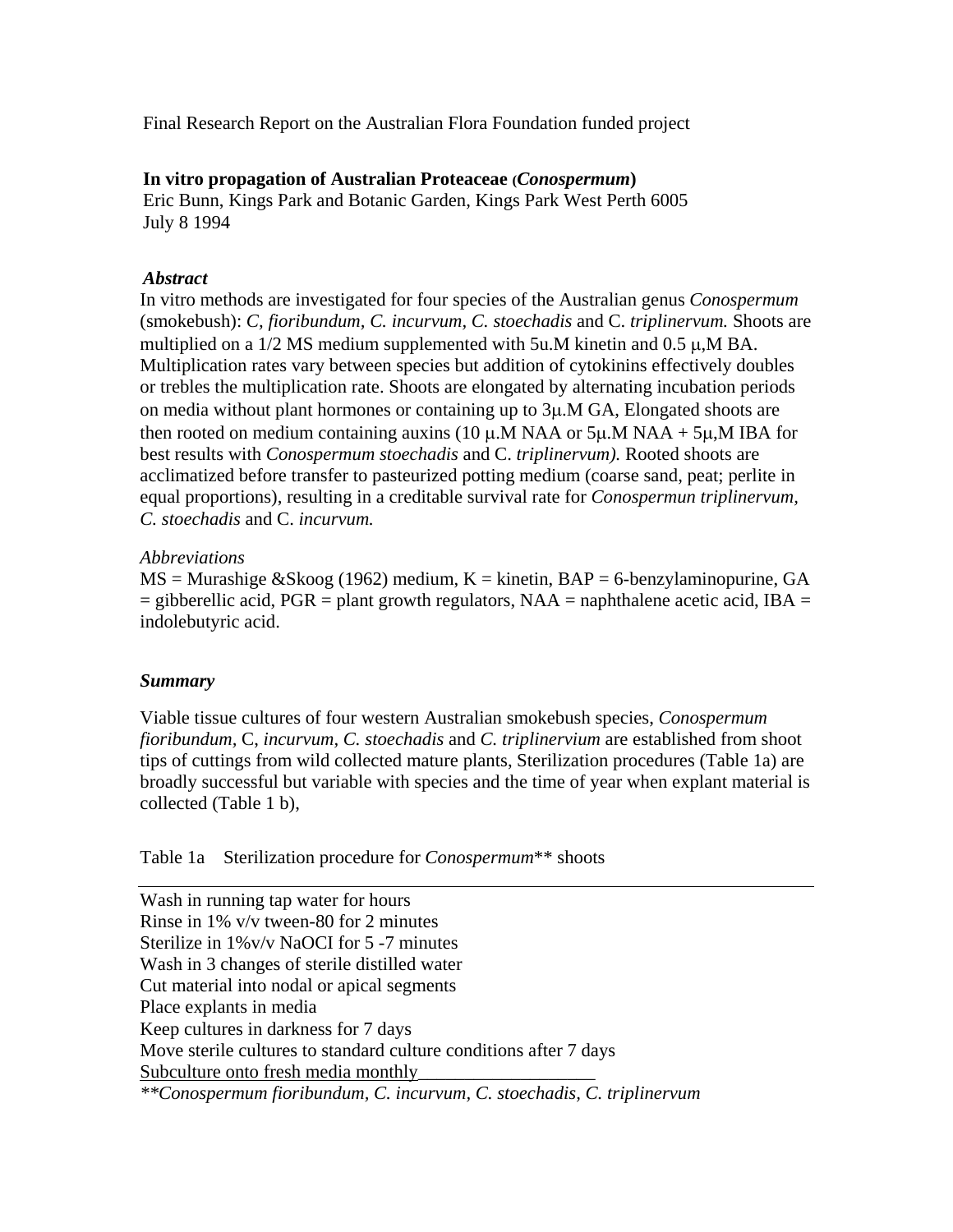Final Research Report on the Australian Flora Foundation funded project

**In vitro propagation of Australian Proteaceae (*Conospermum*)**
Eric Bunn, Kings Park and Botanic Garden, Kings Park West Perth 6005
July 8 1994

***Abstract***
In vitro methods are investigated for four species of the Australian genus *Conospermum* (smokebush): *C, fioribundum, C. incurvum, C. stoechadis* and C. *triplinervum.* Shoots are multiplied on a 1/2 MS medium supplemented with 5u.M kinetin and 0.5 μ,M BA. Multiplication rates vary between species but addition of cytokinins effectively doubles or trebles the multiplication rate. Shoots are elongated by alternating incubation periods on media without plant hormones or containing up to 3μ.M GA, Elongated shoots are then rooted on medium containing auxins (10 μ.M NAA or 5μ.M NAA + 5μ,M IBA for best results with *Conospermum stoechadis* and C. *triplinervum).* Rooted shoots are acclimatized before transfer to pasteurized potting medium (coarse sand, peat; perlite in equal proportions), resulting in a creditable survival rate for *Conospermun triplinervum, C. stoechadis* and C. *incurvum.*

*Abbreviations*
MS = Murashige &Skoog (1962) medium, K = kinetin, BAP = 6-benzylaminopurine, GA = gibberellic acid, PGR = plant growth regulators, NAA = naphthalene acetic acid, IBA = indolebutyric acid.

***Summary***

Viable tissue cultures of four western Australian smokebush species, *Conospermum fioribundum,* C, *incurvum, C. stoechadis* and *C. triplinervium* are established from shoot tips of cuttings from wild collected mature plants, Sterilization procedures (Table 1a) are broadly successful but variable with species and the time of year when explant material is collected (Table 1 b),

Table 1a Sterilization procedure for *Conospermum*** shoots

Wash in running tap water for hours
Rinse in 1% v/v tween-80 for 2 minutes
Sterilize in 1%v/v NaOCI for 5 -7 minutes
Wash in 3 changes of sterile distilled water
Cut material into nodal or apical segments
Place explants in media
Keep cultures in darkness for 7 days
Move sterile cultures to standard culture conditions after 7 days
Subculture onto fresh media monthly

*\*\*Conospermum fioribundum, C. incurvum, C. stoechadis, C. triplinervum*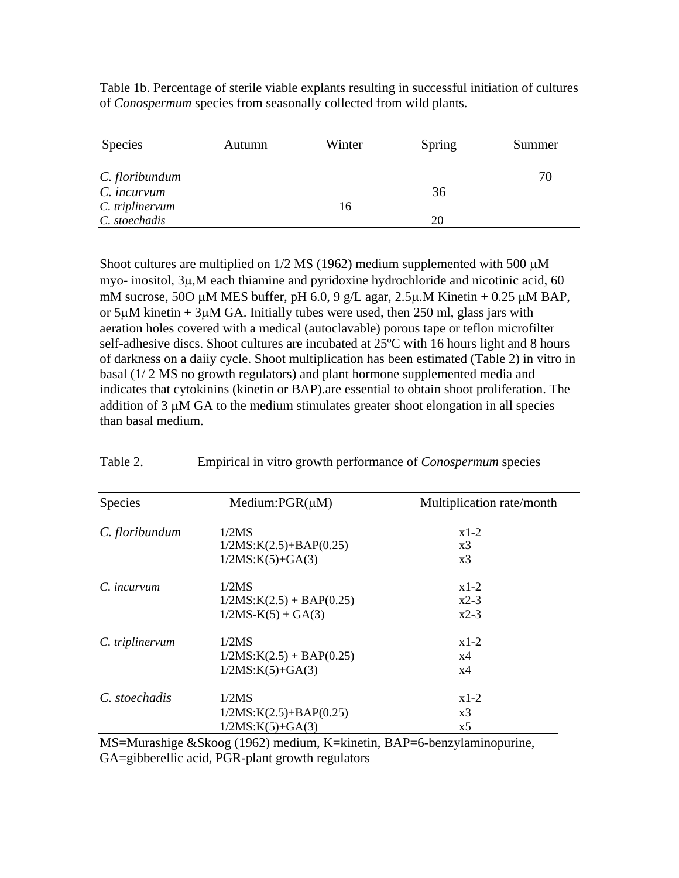Table 1b. Percentage of sterile viable explants resulting in successful initiation of cultures of *Conospermum* species from seasonally collected from wild plants.

| Species | Autumn | Winter | Spring | Summer |
|---|---|---|---|---|
| *C. floribundum* | | | | 70 |
| *C. incurvum* | | | 36 | |
| *C. triplinervum* | | 16 | | |
| *C. stoechadis* | | | 20 | |

Shoot cultures are multiplied on 1/2 MS (1962) medium supplemented with 500 μM myo- inositol, 3μ,M each thiamine and pyridoxine hydrochloride and nicotinic acid, 60 mM sucrose, 50O μM MES buffer, pH 6.0, 9 g/L agar, 2.5μ.M Kinetin + 0.25 μM BAP, or 5μM kinetin + 3μM GA. Initially tubes were used, then 250 ml, glass jars with aeration holes covered with a medical (autoclavable) porous tape or teflon microfilter self-adhesive discs. Shoot cultures are incubated at 25ºC with 16 hours light and 8 hours of darkness on a daiiy cycle. Shoot multiplication has been estimated (Table 2) in vitro in basal (1/ 2 MS no growth regulators) and plant hormone supplemented media and indicates that cytokinins (kinetin or BAP).are essential to obtain shoot proliferation. The addition of 3 μM GA to the medium stimulates greater shoot elongation in all species than basal medium.

Table 2. Empirical in vitro growth performance of *Conospermum* species

| Species | Medium:PGR(μM) | Multiplication rate/month |
|---|---|---|
| *C. floribundum* | 1/2MS | x1-2 |
| | 1/2MS:K(2.5)+BAP(0.25) | x3 |
| | 1/2MS:K(5)+GA(3) | x3 |
| *C. incurvum* | 1/2MS | x1-2 |
| | 1/2MS:K(2.5) + BAP(0.25) | x2-3 |
| | 1/2MS-K(5) + GA(3) | x2-3 |
| *C. triplinervum* | 1/2MS | x1-2 |
| | 1/2MS:K(2.5) + BAP(0.25) | x4 |
| | 1/2MS:K(5)+GA(3) | x4 |
| *C. stoechadis* | 1/2MS | x1-2 |
| | 1/2MS:K(2.5)+BAP(0.25) | x3 |
| | 1/2MS:K(5)+GA(3) | x5 |

MS=Murashige &Skoog (1962) medium, K=kinetin, BAP=6-benzylaminopurine, GA=gibberellic acid, PGR-plant growth regulators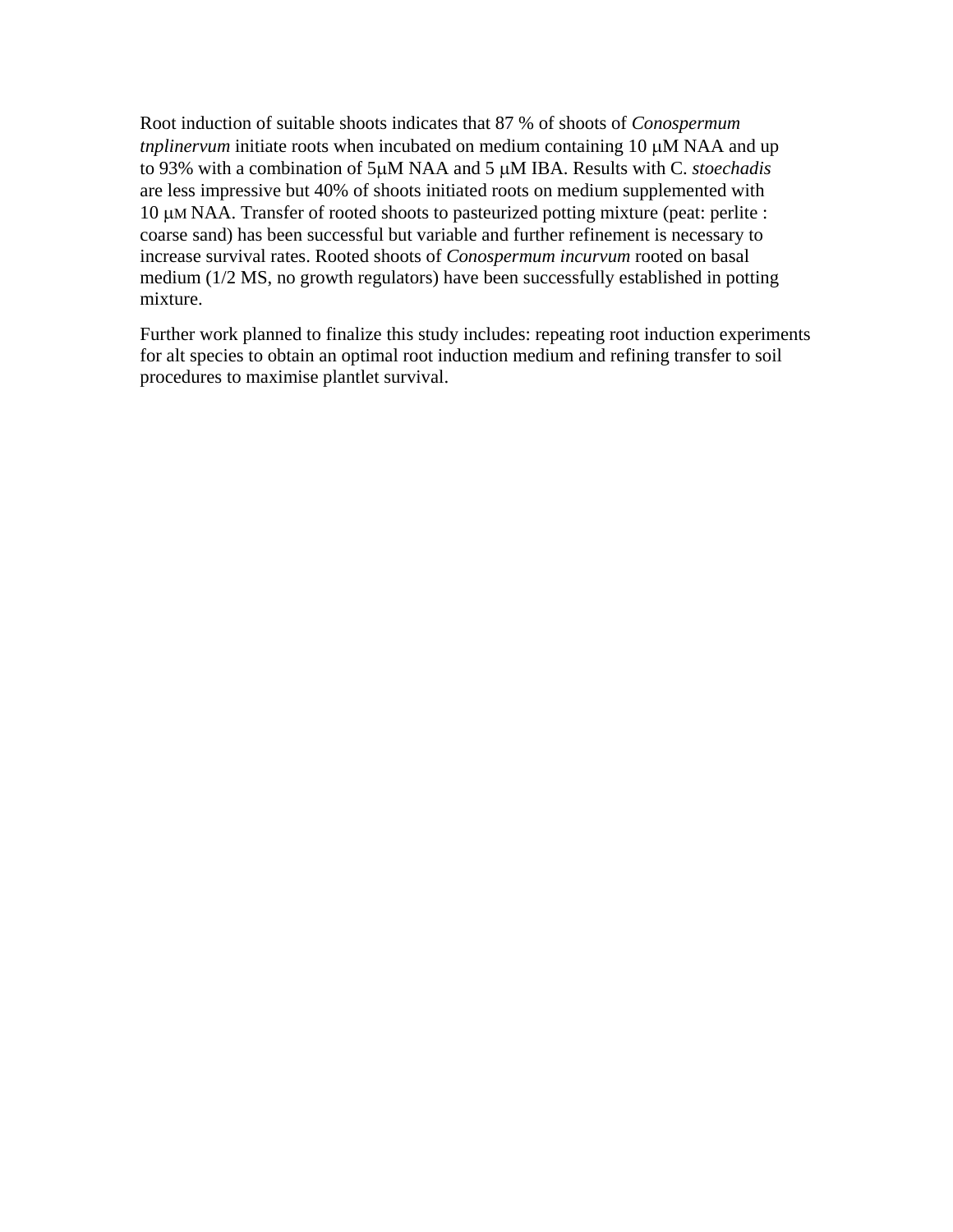Root induction of suitable shoots indicates that 87 % of shoots of *Conospermum tnplinervum* initiate roots when incubated on medium containing 10 μM NAA and up to 93% with a combination of 5μM NAA and 5 μM IBA. Results with C. *stoechadis* are less impressive but 40% of shoots initiated roots on medium supplemented with 10 μM NAA. Transfer of rooted shoots to pasteurized potting mixture (peat: perlite : coarse sand) has been successful but variable and further refinement is necessary to increase survival rates. Rooted shoots of *Conospermum incurvum* rooted on basal medium (1/2 MS, no growth regulators) have been successfully established in potting mixture.

Further work planned to finalize this study includes: repeating root induction experiments for alt species to obtain an optimal root induction medium and refining transfer to soil procedures to maximise plantlet survival.